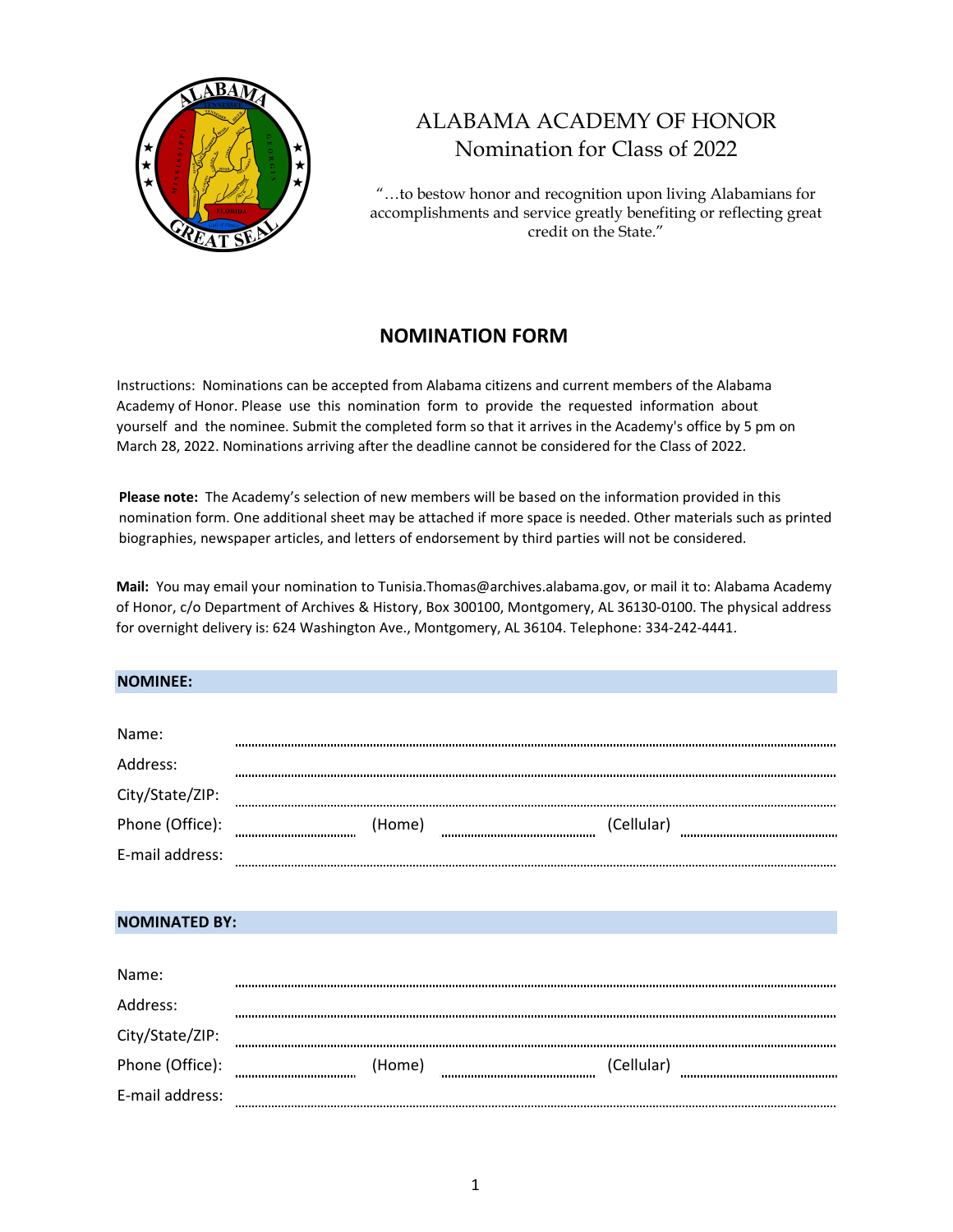# ALABAMA ACADEMY OF HONOR

## Nomination for Class of 2022

"…to bestow honor and recognition upon living Alabamians for accomplishments and service greatly benefiting or reflecting great credit on the State."

## NOMINATION FORM

Instructions: Nominations can be accepted from Alabama citizens and current members of the Alabama Academy of Honor. Please use this nomination form to provide the requested information about yourself and the nominee. Submit the completed form so that it arrives in the Academy's office by 5 pm on March 28, 2022. Nominations arriving after the deadline cannot be considered for the Class of 2022.

**Please note:** The Academy's selection of new members will be based on the information provided in this nomination form. One additional sheet may be attached if more space is needed. Other materials such as printed biographies, newspaper articles, and letters of endorsement by third parties will not be considered.

**Mail:** You may email your nomination to Tunisia.Thomas@archives.alabama.gov, or mail it to: Alabama Academy of Honor, c/o Department of Archives & History, Box 300100, Montgomery, AL 36130-0100. The physical address for overnight delivery is: 624 Washington Ave., Montgomery, AL 36104. Telephone: 334-242-4441.

**NOMINEE:**

Name: ..................................................

Address: ..................................................

City/State/ZIP: ..................................................

Phone (Office): .................... (Home) .................... (Cellular) ....................

E-mail address: ..................................................

**NOMINATED BY:**

Name: ..................................................

Address: ..................................................

City/State/ZIP: ..................................................

Phone (Office): .................... (Home) .................... (Cellular) ....................

E-mail address: ..................................................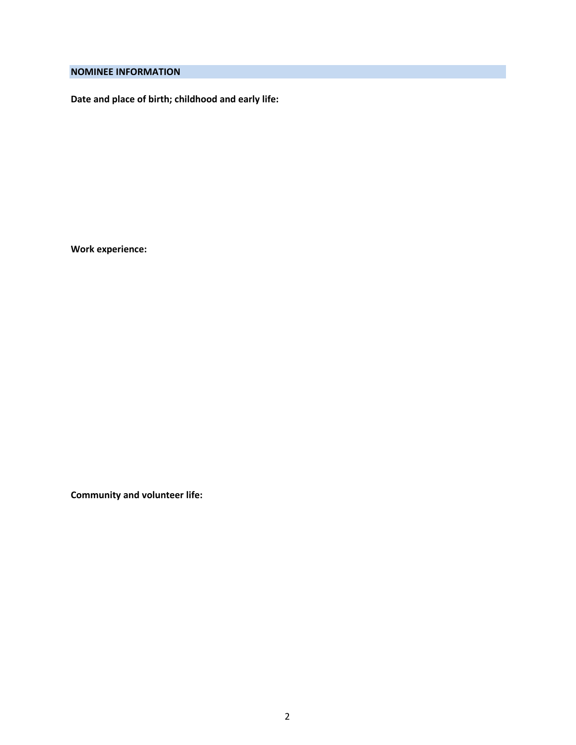## NOMINEE INFORMATION

**Date and place of birth; childhood and early life:**

**Work experience:**

**Community and volunteer life:**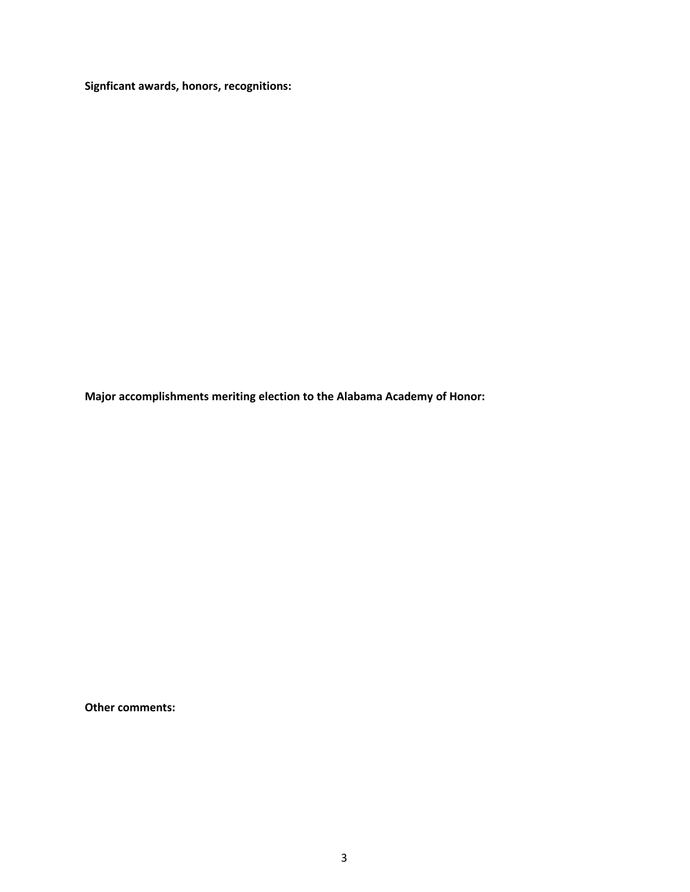**Signficant awards, honors, recognitions:**

**Major accomplishments meriting election to the Alabama Academy of Honor:**

**Other comments:**